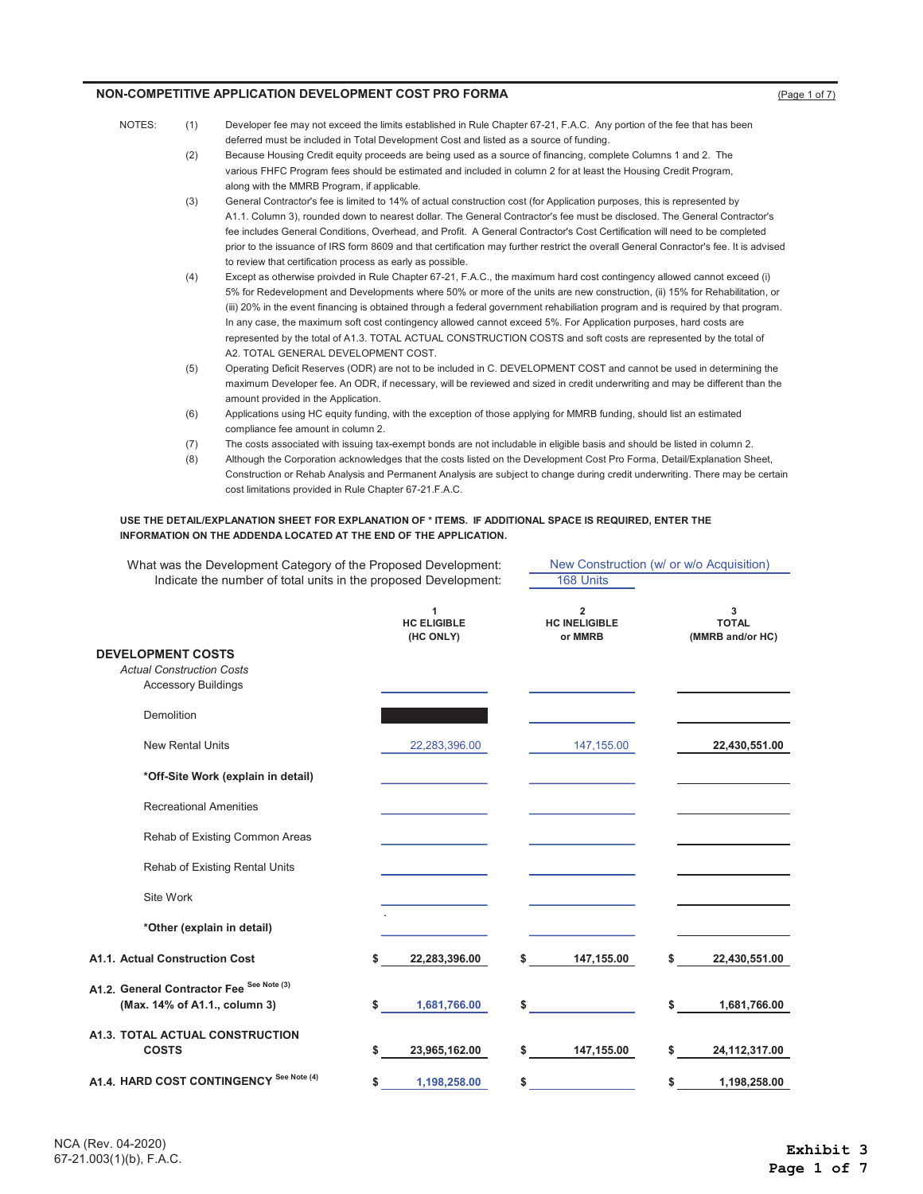## NON-COMPETITIVE APPLICATION DEVELOPMENT COST PRO FORMA

(Page 1 of 7)

NOTES:

(1) Developer fee may not exceed the limits established in Rule Chapter 67-21, F.A.C. Any portion of the fee that has been deferred must be included in Total Development Cost and listed as a source of funding.

(2) Because Housing Credit equity proceeds are being used as a source of financing, complete Columns 1 and 2. The various FHFC Program fees should be estimated and included in column 2 for at least the Housing Credit Program, along with the MMRB Program, if applicable.

(3) General Contractor's fee is limited to 14% of actual construction cost (for Application purposes, this is represented by A1.1. Column 3), rounded down to nearest dollar. The General Contractor's fee must be disclosed. The General Contractor's fee includes General Conditions, Overhead, and Profit. A General Contractor's Cost Certification will need to be completed prior to the issuance of IRS form 8609 and that certification may further restrict the overall General Conractor's fee. It is advised to review that certification process as early as possible.

(4) Except as otherwise proivded in Rule Chapter 67-21, F.A.C., the maximum hard cost contingency allowed cannot exceed (i) 5% for Redevelopment and Developments where 50% or more of the units are new construction, (ii) 15% for Rehabilitation, or (iii) 20% in the event financing is obtained through a federal government rehabilitation program and is required by that program. In any case, the maximum soft cost contingency allowed cannot exceed 5%. For Application purposes, hard costs are represented by the total of A1.3. TOTAL ACTUAL CONSTRUCTION COSTS and soft costs are represented by the total of A2. TOTAL GENERAL DEVELOPMENT COST.

(5) Operating Deficit Reserves (ODR) are not to be included in C. DEVELOPMENT COST and cannot be used in determining the maximum Developer fee. An ODR, if necessary, will be reviewed and sized in credit underwriting and may be different than the amount provided in the Application.

(6) Applications using HC equity funding, with the exception of those applying for MMRB funding, should list an estimated compliance fee amount in column 2.

(7) The costs associated with issuing tax-exempt bonds are not includable in eligible basis and should be listed in column 2.

(8) Although the Corporation acknowledges that the costs listed on the Development Cost Pro Forma, Detail/Explanation Sheet, Construction or Rehab Analysis and Permanent Analysis are subject to change during credit underwriting. There may be certain cost limitations provided in Rule Chapter 67-21.F.A.C.

**USE THE DETAIL/EXPLANATION SHEET FOR EXPLANATION OF * ITEMS. IF ADDITIONAL SPACE IS REQUIRED, ENTER THE INFORMATION ON THE ADDENDA LOCATED AT THE END OF THE APPLICATION.**

What was the Development Category of the Proposed Development: New Construction (w/ or w/o Acquisition)

Indicate the number of total units in the proposed Development: 168 Units

| | 1<br>HC ELIGIBLE<br>(HC ONLY) | 2<br>HC INELIGIBLE<br>or MMRB | 3<br>TOTAL<br>(MMRB and/or HC) |
|---|---|---|---|
| **DEVELOPMENT COSTS** | | | |
| *Actual Construction Costs* | | | |
| Accessory Buildings | | | |
| Demolition | | | |
| New Rental Units | 22,283,396.00 | 147,155.00 | **22,430,551.00** |
| ***Off-Site Work (explain in detail)** | | | |
| Recreational Amenities | | | |
| Rehab of Existing Common Areas | | | |
| Rehab of Existing Rental Units | | | |
| Site Work | | | |
| ***Other (explain in detail)** | | | |
| **A1.1. Actual Construction Cost** | **$ 22,283,396.00** | **$ 147,155.00** | **$ 22,430,551.00** |
| **A1.2. General Contractor Fee** See Note (3)<br>**(Max. 14% of A1.1., column 3)** | **$ 1,681,766.00** | **$** | **$ 1,681,766.00** |
| **A1.3. TOTAL ACTUAL CONSTRUCTION COSTS** | **$ 23,965,162.00** | **$ 147,155.00** | **$ 24,112,317.00** |
| **A1.4. HARD COST CONTINGENCY** See Note (4) | **$ 1,198,258.00** | **$** | **$ 1,198,258.00** |

NCA (Rev. 04-2020)
67-21.003(1)(b), F.A.C.

**Exhibit 3**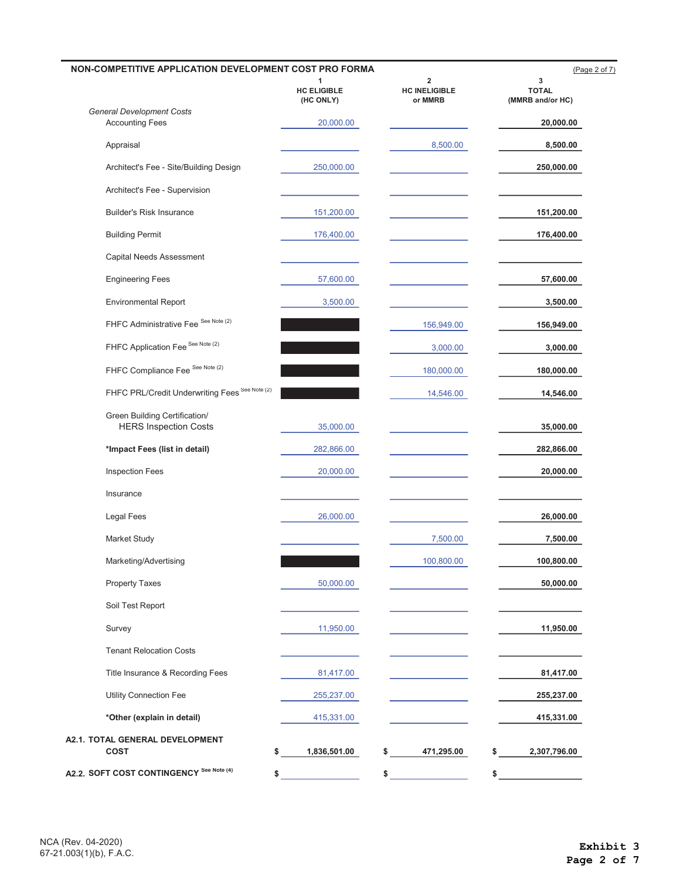## NON-COMPETITIVE APPLICATION DEVELOPMENT COST PRO FORMA

| | 1<br>HC ELIGIBLE<br>(HC ONLY) | 2<br>HC INELIGIBLE<br>or MMRB | 3<br>TOTAL<br>(MMRB and/or HC) |
|---|---|---|---|
| *General Development Costs* | | | |
| Accounting Fees | 20,000.00 | | **20,000.00** |
| Appraisal | | 8,500.00 | **8,500.00** |
| Architect's Fee - Site/Building Design | 250,000.00 | | **250,000.00** |
| Architect's Fee - Supervision | | | |
| Builder's Risk Insurance | 151,200.00 | | **151,200.00** |
| Building Permit | 176,400.00 | | **176,400.00** |
| Capital Needs Assessment | | | |
| Engineering Fees | 57,600.00 | | **57,600.00** |
| Environmental Report | 3,500.00 | | **3,500.00** |
| FHFC Administrative Fee See Note (2) | ■ | 156,949.00 | **156,949.00** |
| FHFC Application Fee See Note (2) | ■ | 3,000.00 | **3,000.00** |
| FHFC Compliance Fee See Note (2) | ■ | 180,000.00 | **180,000.00** |
| FHFC PRL/Credit Underwriting Fees See Note (2) | ■ | 14,546.00 | **14,546.00** |
| Green Building Certification/ HERS Inspection Costs | 35,000.00 | | **35,000.00** |
| ***Impact Fees (list in detail)** | 282,866.00 | | **282,866.00** |
| Inspection Fees | 20,000.00 | | **20,000.00** |
| Insurance | | | |
| Legal Fees | 26,000.00 | | **26,000.00** |
| Market Study | | 7,500.00 | **7,500.00** |
| Marketing/Advertising | ■ | 100,800.00 | **100,800.00** |
| Property Taxes | 50,000.00 | | **50,000.00** |
| Soil Test Report | | | |
| Survey | 11,950.00 | | **11,950.00** |
| Tenant Relocation Costs | | | |
| Title Insurance & Recording Fees | 81,417.00 | | **81,417.00** |
| Utility Connection Fee | 255,237.00 | | **255,237.00** |
| ***Other (explain in detail)** | 415,331.00 | | **415,331.00** |
| **A2.1. TOTAL GENERAL DEVELOPMENT COST** | **$ 1,836,501.00** | **$ 471,295.00** | **$ 2,307,796.00** |
| **A2.2. SOFT COST CONTINGENCY See Note (4)** | **$** | **$** | **$** |

NCA (Rev. 04-2020)
67-21.003(1)(b), F.A.C.

**Exhibit 3**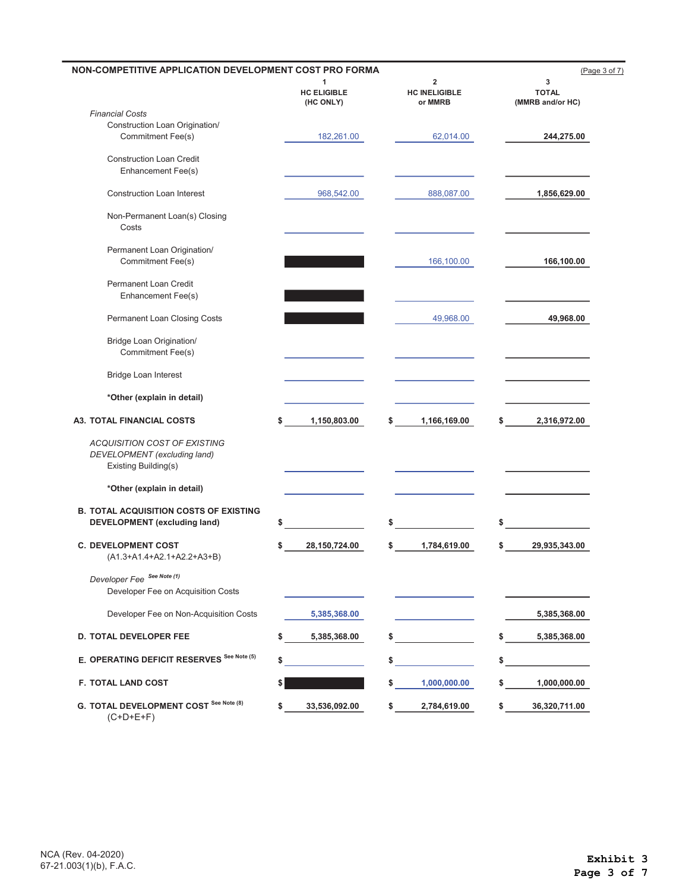## NON-COMPETITIVE APPLICATION DEVELOPMENT COST PRO FORMA

| | 1<br>HC ELIGIBLE<br>(HC ONLY) | 2<br>HC INELIGIBLE<br>or MMRB | 3<br>TOTAL<br>(MMRB and/or HC) |
|---|---|---|---|
| *Financial Costs* | | | |
| Construction Loan Origination/ Commitment Fee(s) | 182,261.00 | 62,014.00 | **244,275.00** |
| Construction Loan Credit Enhancement Fee(s) | | | |
| Construction Loan Interest | 968,542.00 | 888,087.00 | **1,856,629.00** |
| Non-Permanent Loan(s) Closing Costs | | | |
| Permanent Loan Origination/ Commitment Fee(s) | ███ | 166,100.00 | **166,100.00** |
| Permanent Loan Credit Enhancement Fee(s) | ███ | | |
| Permanent Loan Closing Costs | ███ | 49,968.00 | **49,968.00** |
| Bridge Loan Origination/ Commitment Fee(s) | | | |
| Bridge Loan Interest | | | |
| ***Other (explain in detail)** | | | |
| **A3. TOTAL FINANCIAL COSTS** | **$ 1,150,803.00** | **$ 1,166,169.00** | **$ 2,316,972.00** |
| *ACQUISITION COST OF EXISTING DEVELOPMENT (excluding land)* | | | |
| Existing Building(s) | | | |
| ***Other (explain in detail)** | | | |
| **B. TOTAL ACQUISITION COSTS OF EXISTING DEVELOPMENT (excluding land)** | $ | $ | $ |
| **C. DEVELOPMENT COST** (A1.3+A1.4+A2.1+A2.2+A3+B) | **$ 28,150,724.00** | **$ 1,784,619.00** | **$ 29,935,343.00** |
| *Developer Fee* See Note (1) | | | |
| Developer Fee on Acquisition Costs | | | |
| Developer Fee on Non-Acquisition Costs | **5,385,368.00** | | **5,385,368.00** |
| **D. TOTAL DEVELOPER FEE** | **$ 5,385,368.00** | $ | **$ 5,385,368.00** |
| **E. OPERATING DEFICIT RESERVES** See Note (5) | $ | $ | $ |
| **F. TOTAL LAND COST** | $ ███ | **$ 1,000,000.00** | **$ 1,000,000.00** |
| **G. TOTAL DEVELOPMENT COST** See Note (8) (C+D+E+F) | **$ 33,536,092.00** | **$ 2,784,619.00** | **$ 36,320,711.00** |

NCA (Rev. 04-2020)
67-21.003(1)(b), F.A.C.

**Exhibit 3**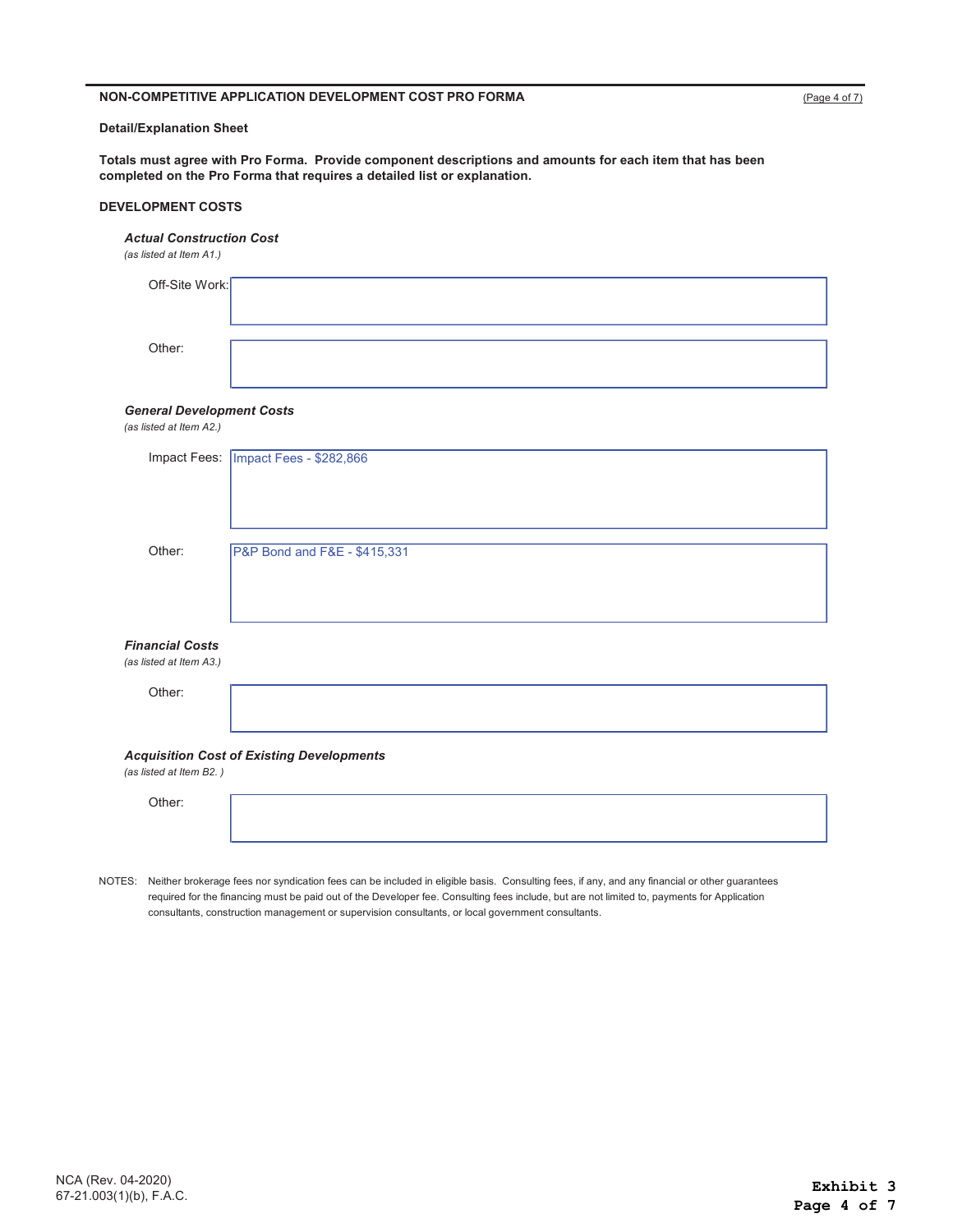## NON-COMPETITIVE APPLICATION DEVELOPMENT COST PRO FORMA

(Page 4 of 7)

**Detail/Explanation Sheet**

**Totals must agree with Pro Forma. Provide component descriptions and amounts for each item that has been completed on the Pro Forma that requires a detailed list or explanation.**

### DEVELOPMENT COSTS

***Actual Construction Cost***
*(as listed at Item A1.)*

Off-Site Work:

Other:

***General Development Costs***
*(as listed at Item A2.)*

Impact Fees: Impact Fees - $282,866

Other: P&P Bond and F&E - $415,331

***Financial Costs***
*(as listed at Item A3.)*

Other:

***Acquisition Cost of Existing Developments***
*(as listed at Item B2. )*

Other:

NOTES: Neither brokerage fees nor syndication fees can be included in eligible basis. Consulting fees, if any, and any financial or other guarantees required for the financing must be paid out of the Developer fee. Consulting fees include, but are not limited to, payments for Application consultants, construction management or supervision consultants, or local government consultants.

NCA (Rev. 04-2020)
67-21.003(1)(b), F.A.C.

**Exhibit 3**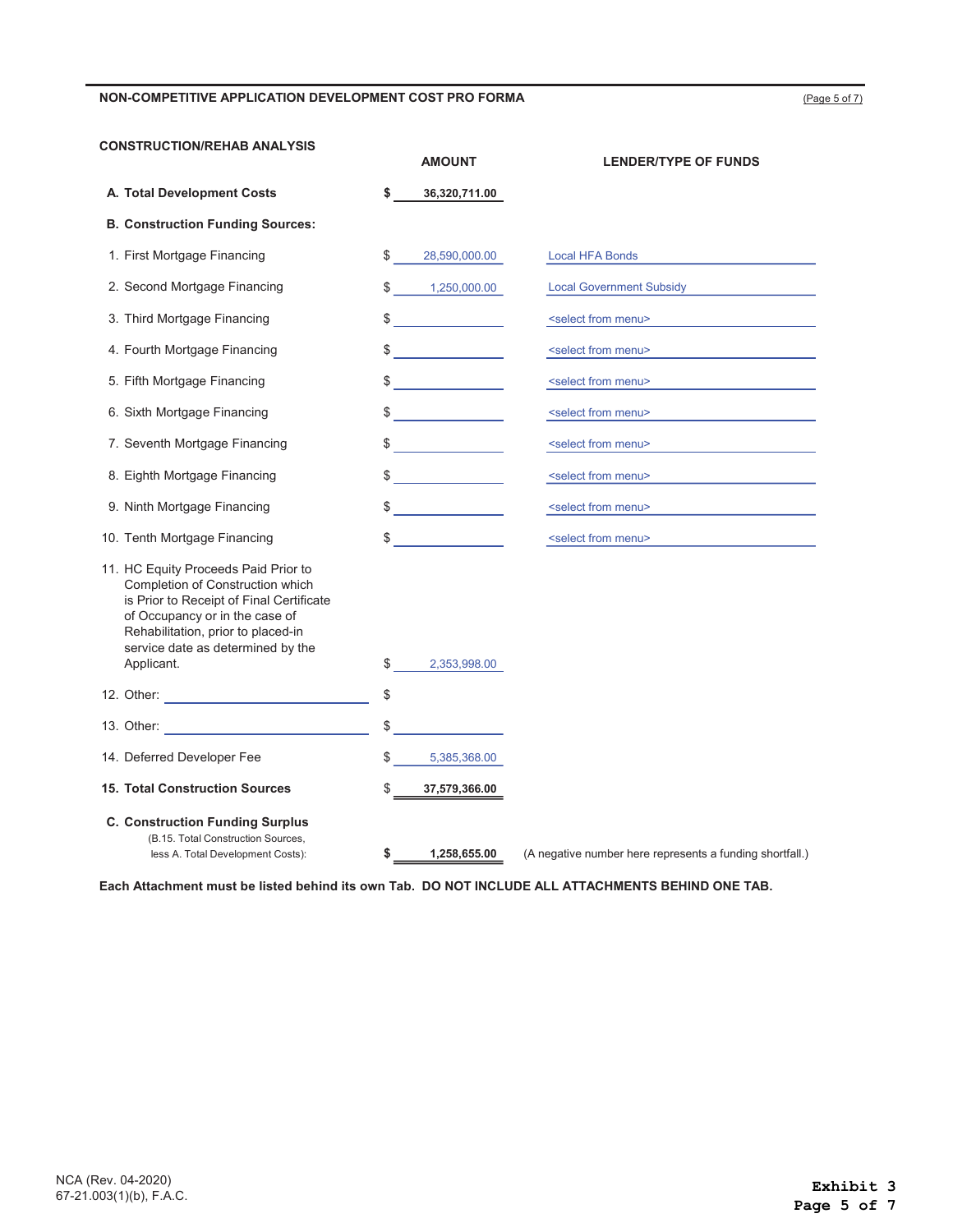## NON-COMPETITIVE APPLICATION DEVELOPMENT COST PRO FORMA

### CONSTRUCTION/REHAB ANALYSIS

| | AMOUNT | LENDER/TYPE OF FUNDS |
|---|---|---|
| **A. Total Development Costs** | **$ 36,320,711.00** | |
| **B. Construction Funding Sources:** | | |
| 1. First Mortgage Financing | $ 28,590,000.00 | Local HFA Bonds |
| 2. Second Mortgage Financing | $ 1,250,000.00 | Local Government Subsidy |
| 3. Third Mortgage Financing | $ | <select from menu> |
| 4. Fourth Mortgage Financing | $ | <select from menu> |
| 5. Fifth Mortgage Financing | $ | <select from menu> |
| 6. Sixth Mortgage Financing | $ | <select from menu> |
| 7. Seventh Mortgage Financing | $ | <select from menu> |
| 8. Eighth Mortgage Financing | $ | <select from menu> |
| 9. Ninth Mortgage Financing | $ | <select from menu> |
| 10. Tenth Mortgage Financing | $ | <select from menu> |
| 11. HC Equity Proceeds Paid Prior to Completion of Construction which is Prior to Receipt of Final Certificate of Occupancy or in the case of Rehabilitation, prior to placed-in service date as determined by the Applicant. | $ 2,353,998.00 | |
| 12. Other: | $ | |
| 13. Other: | $ | |
| 14. Deferred Developer Fee | $ 5,385,368.00 | |
| **15. Total Construction Sources** | $ **37,579,366.00** | |
| **C. Construction Funding Surplus** (B.15. Total Construction Sources, less A. Total Development Costs): | **$ 1,258,655.00** | (A negative number here represents a funding shortfall.) |

**Each Attachment must be listed behind its own Tab. DO NOT INCLUDE ALL ATTACHMENTS BEHIND ONE TAB.**

NCA (Rev. 04-2020)
67-21.003(1)(b), F.A.C.

**Exhibit 3**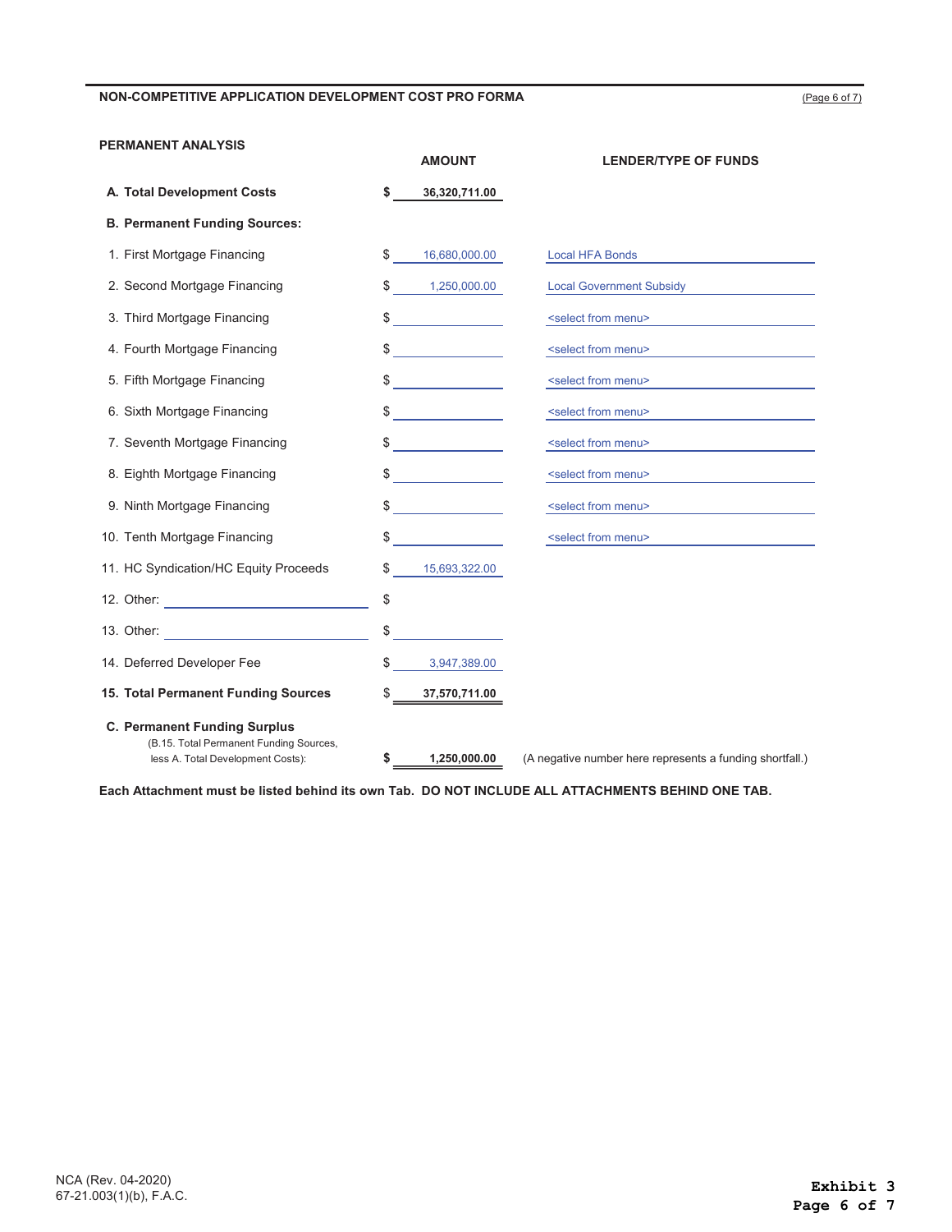## NON-COMPETITIVE APPLICATION DEVELOPMENT COST PRO FORMA

### PERMANENT ANALYSIS

| | | AMOUNT | LENDER/TYPE OF FUNDS |
|---|---|---|---|
| **A. Total Development Costs** | **$** | **36,320,711.00** | |
| **B. Permanent Funding Sources:** | | | |
| 1. First Mortgage Financing | $ | 16,680,000.00 | Local HFA Bonds |
| 2. Second Mortgage Financing | $ | 1,250,000.00 | Local Government Subsidy |
| 3. Third Mortgage Financing | $ | | <select from menu> |
| 4. Fourth Mortgage Financing | $ | | <select from menu> |
| 5. Fifth Mortgage Financing | $ | | <select from menu> |
| 6. Sixth Mortgage Financing | $ | | <select from menu> |
| 7. Seventh Mortgage Financing | $ | | <select from menu> |
| 8. Eighth Mortgage Financing | $ | | <select from menu> |
| 9. Ninth Mortgage Financing | $ | | <select from menu> |
| 10. Tenth Mortgage Financing | $ | | <select from menu> |
| 11. HC Syndication/HC Equity Proceeds | $ | 15,693,322.00 | |
| 12. Other: | $ | | |
| 13. Other: | $ | | |
| 14. Deferred Developer Fee | $ | 3,947,389.00 | |
| **15. Total Permanent Funding Sources** | $ | **37,570,711.00** | |
| **C. Permanent Funding Surplus** (B.15. Total Permanent Funding Sources, less A. Total Development Costs): | **$** | **1,250,000.00** | (A negative number here represents a funding shortfall.) |

**Each Attachment must be listed behind its own Tab. DO NOT INCLUDE ALL ATTACHMENTS BEHIND ONE TAB.**

NCA (Rev. 04-2020)
67-21.003(1)(b), F.A.C.

**Exhibit 3**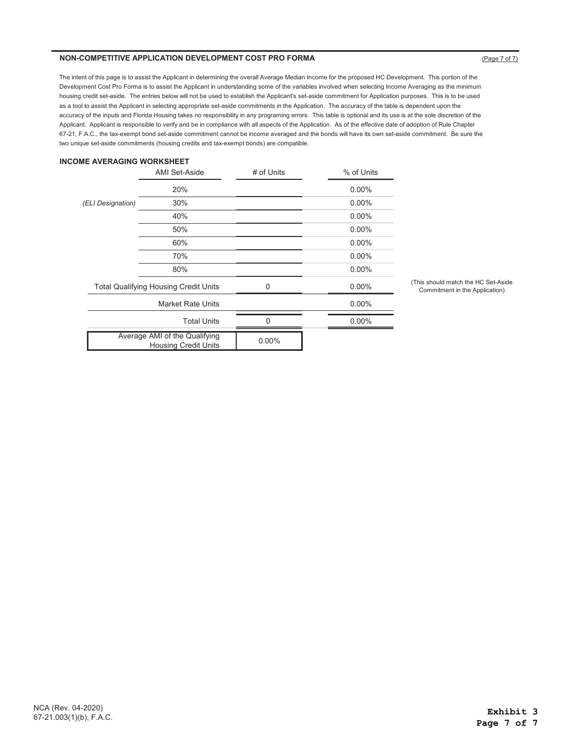## NON-COMPETITIVE APPLICATION DEVELOPMENT COST PRO FORMA

The intent of this page is to assist the Applicant in determining the overall Average Median Income for the proposed HC Development. This portion of the Development Cost Pro Forma is to assist the Applicant in understanding some of the variables involved when selecting Income Averaging as the minimum housing credit set-aside. The entries below will not be used to establish the Applicant's set-aside commitment for Application purposes. This is to be used as a tool to assist the Applicant in selecting appropriate set-aside commitments in the Application. The accuracy of the table is dependent upon the accuracy of the inputs and Florida Housing takes no responsibility in any programing errors. This table is optional and its use is at the sole discretion of the Applicant. Applicant is responsible to verify and be in compliance with all aspects of the Application. As of the effective date of adoption of Rule Chapter 67-21, F.A.C., the tax-exempt bond set-aside commitment cannot be income averaged and the bonds will have its own set-aside commitment. Be sure the two unique set-aside commitments (housing credits and tax-exempt bonds) are compatible.

### INCOME AVERAGING WORKSHEET

| | AMI Set-Aside | # of Units | % of Units | |
|---|---|---|---|---|
| | 20% | | 0.00% | |
| *(ELI Designation)* | 30% | | 0.00% | |
| | 40% | | 0.00% | |
| | 50% | | 0.00% | |
| | 60% | | 0.00% | |
| | 70% | | 0.00% | |
| | 80% | | 0.00% | |
| Total Qualifying Housing Credit Units | | 0 | 0.00% | (This should match the HC Set-Aside Commitment in the Application) |
| Market Rate Units | | | 0.00% | |
| Total Units | | 0 | 0.00% | |
| Average AMI of the Qualifying Housing Credit Units | | 0.00% | | |

NCA (Rev. 04-2020)
67-21.003(1)(b), F.A.C.

**Exhibit 3**